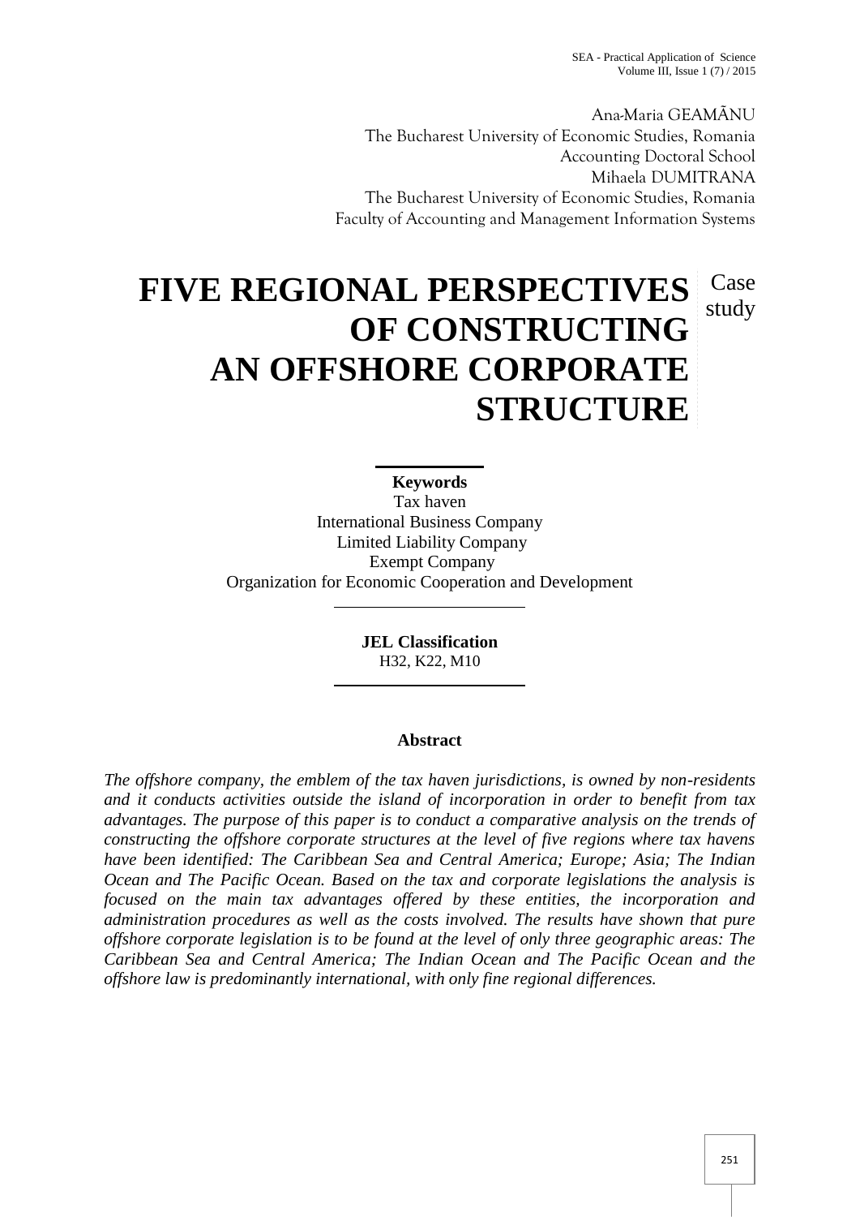Ana-Maria GEAMĂNU
The Bucharest University of Economic Studies, Romania
Accounting Doctoral School
Mihaela DUMITRANA
The Bucharest University of Economic Studies, Romania
Faculty of Accounting and Management Information Systems

# FIVE REGIONAL PERSPECTIVES OF CONSTRUCTING AN OFFSHORE CORPORATE STRUCTURE

Case study

**Keywords**
Tax haven
International Business Company
Limited Liability Company
Exempt Company
Organization for Economic Cooperation and Development

**JEL Classification**
H32, K22, M10

## Abstract

*The offshore company, the emblem of the tax haven jurisdictions, is owned by non-residents and it conducts activities outside the island of incorporation in order to benefit from tax advantages. The purpose of this paper is to conduct a comparative analysis on the trends of constructing the offshore corporate structures at the level of five regions where tax havens have been identified: The Caribbean Sea and Central America; Europe; Asia; The Indian Ocean and The Pacific Ocean. Based on the tax and corporate legislations the analysis is focused on the main tax advantages offered by these entities, the incorporation and administration procedures as well as the costs involved. The results have shown that pure offshore corporate legislation is to be found at the level of only three geographic areas: The Caribbean Sea and Central America; The Indian Ocean and The Pacific Ocean and the offshore law is predominantly international, with only fine regional differences.*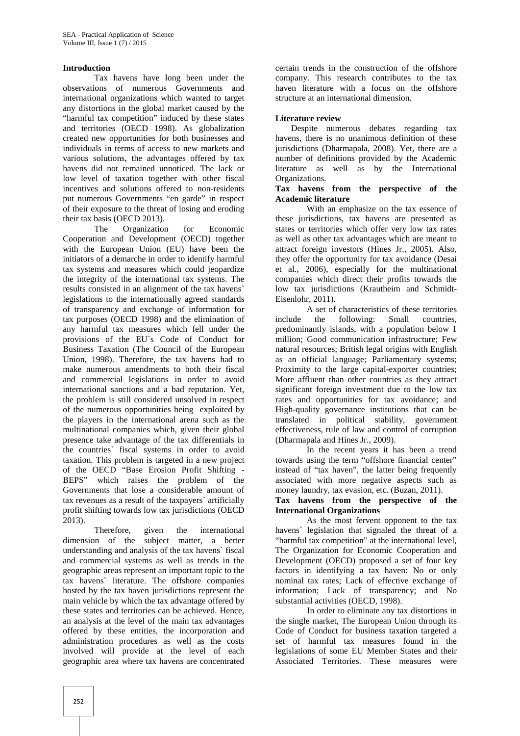## Introduction

Tax havens have long been under the observations of numerous Governments and international organizations which wanted to target any distortions in the global market caused by the "harmful tax competition" induced by these states and territories (OECD 1998). As globalization created new opportunities for both businesses and individuals in terms of access to new markets and various solutions, the advantages offered by tax havens did not remained unnoticed. The lack or low level of taxation together with other fiscal incentives and solutions offered to non-residents put numerous Governments "en garde" in respect of their exposure to the threat of losing and eroding their tax basis (OECD 2013).

The Organization for Economic Cooperation and Development (OECD) together with the European Union (EU) have been the initiators of a demarche in order to identify harmful tax systems and measures which could jeopardize the integrity of the international tax systems. The results consisted in an alignment of the tax havens` legislations to the internationally agreed standards of transparency and exchange of information for tax purposes (OECD 1998) and the elimination of any harmful tax measures which fell under the provisions of the EU`s Code of Conduct for Business Taxation (The Council of the European Union, 1998). Therefore, the tax havens had to make numerous amendments to both their fiscal and commercial legislations in order to avoid international sanctions and a bad reputation. Yet, the problem is still considered unsolved in respect of the numerous opportunities being exploited by the players in the international arena such as the multinational companies which, given their global presence take advantage of the tax differentials in the countries` fiscal systems in order to avoid taxation. This problem is targeted in a new project of the OECD "Base Erosion Profit Shifting - BEPS" which raises the problem of the Governments that lose a considerable amount of tax revenues as a result of the taxpayers` artificially profit shifting towards low tax jurisdictions (OECD 2013).

Therefore, given the international dimension of the subject matter, a better understanding and analysis of the tax havens` fiscal and commercial systems as well as trends in the geographic areas represent an important topic to the tax havens` literature. The offshore companies hosted by the tax haven jurisdictions represent the main vehicle by which the tax advantage offered by these states and territories can be achieved. Hence, an analysis at the level of the main tax advantages offered by these entities, the incorporation and administration procedures as well as the costs involved will provide at the level of each geographic area where tax havens are concentrated certain trends in the construction of the offshore company. This research contributes to the tax haven literature with a focus on the offshore structure at an international dimension.

## Literature review

Despite numerous debates regarding tax havens, there is no unanimous definition of these jurisdictions (Dharmapala, 2008). Yet, there are a number of definitions provided by the Academic literature as well as by the International Organizations.

### Tax havens from the perspective of the Academic literature

With an emphasize on the tax essence of these jurisdictions, tax havens are presented as states or territories which offer very low tax rates as well as other tax advantages which are meant to attract foreign investors (Hines Jr., 2005). Also, they offer the opportunity for tax avoidance (Desai et al., 2006), especially for the multinational companies which direct their profits towards the low tax jurisdictions (Krautheim and Schmidt-Eisenlohr, 2011).

A set of characteristics of these territories include the following: Small countries, predominantly islands, with a population below 1 million; Good communication infrastructure; Few natural resources; British legal origins with English as an official language; Parliamentary systems; Proximity to the large capital-exporter countries; More affluent than other countries as they attract significant foreign investment due to the low tax rates and opportunities for tax avoidance; and High-quality governance institutions that can be translated in political stability, government effectiveness, rule of law and control of corruption (Dharmapala and Hines Jr., 2009).

In the recent years it has been a trend towards using the term "offshore financial center" instead of "tax haven", the latter being frequently associated with more negative aspects such as money laundry, tax evasion, etc. (Buzan, 2011).

### Tax havens from the perspective of the International Organizations

As the most fervent opponent to the tax havens` legislation that signaled the threat of a "harmful tax competition" at the international level, The Organization for Economic Cooperation and Development (OECD) proposed a set of four key factors in identifying a tax haven: No or only nominal tax rates; Lack of effective exchange of information; Lack of transparency; and No substantial activities (OECD, 1998).

In order to eliminate any tax distortions in the single market, The European Union through its Code of Conduct for business taxation targeted a set of harmful tax measures found in the legislations of some EU Member States and their Associated Territories. These measures were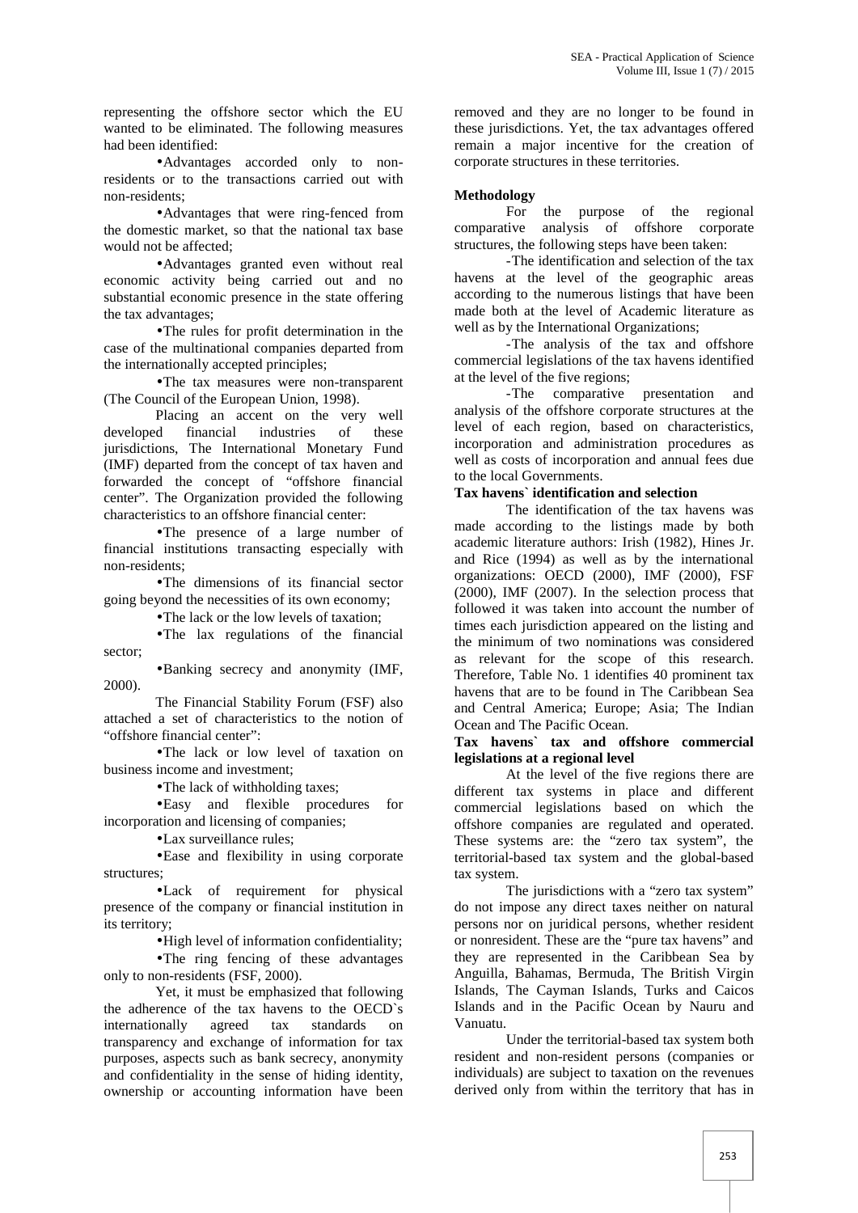representing the offshore sector which the EU wanted to be eliminated. The following measures had been identified:

- Advantages accorded only to non-residents or to the transactions carried out with non-residents;
- Advantages that were ring-fenced from the domestic market, so that the national tax base would not be affected;
- Advantages granted even without real economic activity being carried out and no substantial economic presence in the state offering the tax advantages;
- The rules for profit determination in the case of the multinational companies departed from the internationally accepted principles;
- The tax measures were non-transparent (The Council of the European Union, 1998).

Placing an accent on the very well developed financial industries of these jurisdictions, The International Monetary Fund (IMF) departed from the concept of tax haven and forwarded the concept of "offshore financial center". The Organization provided the following characteristics to an offshore financial center:

- The presence of a large number of financial institutions transacting especially with non-residents;
- The dimensions of its financial sector going beyond the necessities of its own economy;
- The lack or the low levels of taxation;
- The lax regulations of the financial sector;
- Banking secrecy and anonymity (IMF, 2000).

The Financial Stability Forum (FSF) also attached a set of characteristics to the notion of "offshore financial center":

- The lack or low level of taxation on business income and investment;
- The lack of withholding taxes;
- Easy and flexible procedures for incorporation and licensing of companies;
- Lax surveillance rules;
- Ease and flexibility in using corporate structures;
- Lack of requirement for physical presence of the company or financial institution in its territory;
- High level of information confidentiality;
- The ring fencing of these advantages only to non-residents (FSF, 2000).

Yet, it must be emphasized that following the adherence of the tax havens to the OECD`s internationally agreed tax standards on transparency and exchange of information for tax purposes, aspects such as bank secrecy, anonymity and confidentiality in the sense of hiding identity, ownership or accounting information have been removed and they are no longer to be found in these jurisdictions. Yet, the tax advantages offered remain a major incentive for the creation of corporate structures in these territories.

**Methodology**

For the purpose of the regional comparative analysis of offshore corporate structures, the following steps have been taken:

- The identification and selection of the tax havens at the level of the geographic areas according to the numerous listings that have been made both at the level of Academic literature as well as by the International Organizations;
- The analysis of the tax and offshore commercial legislations of the tax havens identified at the level of the five regions;
- The comparative presentation and analysis of the offshore corporate structures at the level of each region, based on characteristics, incorporation and administration procedures as well as costs of incorporation and annual fees due to the local Governments.

**Tax havens` identification and selection**

The identification of the tax havens was made according to the listings made by both academic literature authors: Irish (1982), Hines Jr. and Rice (1994) as well as by the international organizations: OECD (2000), IMF (2000), FSF (2000), IMF (2007). In the selection process that followed it was taken into account the number of times each jurisdiction appeared on the listing and the minimum of two nominations was considered as relevant for the scope of this research. Therefore, Table No. 1 identifies 40 prominent tax havens that are to be found in The Caribbean Sea and Central America; Europe; Asia; The Indian Ocean and The Pacific Ocean.

**Tax havens` tax and offshore commercial legislations at a regional level**

At the level of the five regions there are different tax systems in place and different commercial legislations based on which the offshore companies are regulated and operated. These systems are: the "zero tax system", the territorial-based tax system and the global-based tax system.

The jurisdictions with a "zero tax system" do not impose any direct taxes neither on natural persons nor on juridical persons, whether resident or nonresident. These are the "pure tax havens" and they are represented in the Caribbean Sea by Anguilla, Bahamas, Bermuda, The British Virgin Islands, The Cayman Islands, Turks and Caicos Islands and in the Pacific Ocean by Nauru and Vanuatu.

Under the territorial-based tax system both resident and non-resident persons (companies or individuals) are subject to taxation on the revenues derived only from within the territory that has in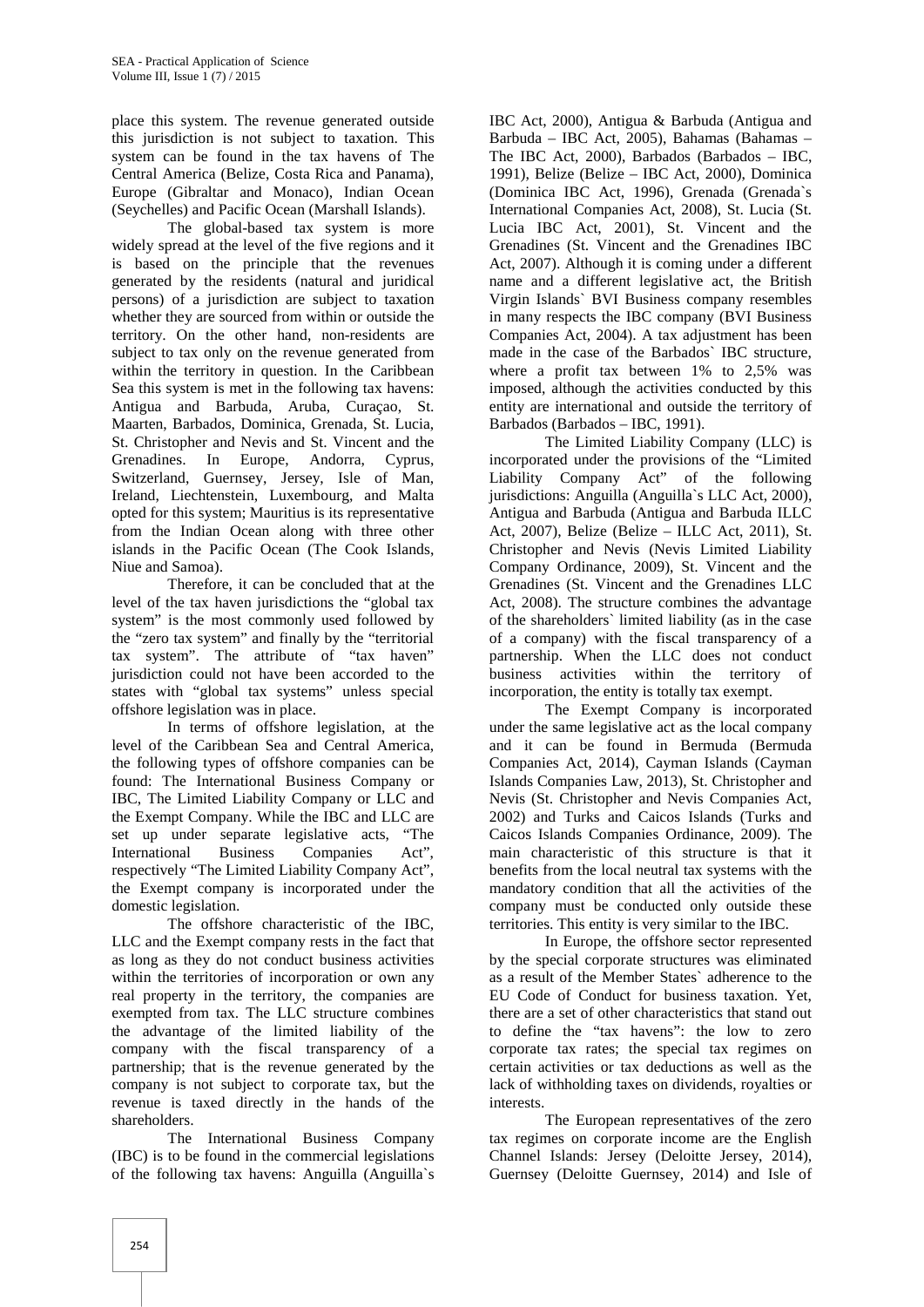place this system. The revenue generated outside this jurisdiction is not subject to taxation. This system can be found in the tax havens of The Central America (Belize, Costa Rica and Panama), Europe (Gibraltar and Monaco), Indian Ocean (Seychelles) and Pacific Ocean (Marshall Islands).

The global-based tax system is more widely spread at the level of the five regions and it is based on the principle that the revenues generated by the residents (natural and juridical persons) of a jurisdiction are subject to taxation whether they are sourced from within or outside the territory. On the other hand, non-residents are subject to tax only on the revenue generated from within the territory in question. In the Caribbean Sea this system is met in the following tax havens: Antigua and Barbuda, Aruba, Curaçao, St. Maarten, Barbados, Dominica, Grenada, St. Lucia, St. Christopher and Nevis and St. Vincent and the Grenadines. In Europe, Andorra, Cyprus, Switzerland, Guernsey, Jersey, Isle of Man, Ireland, Liechtenstein, Luxembourg, and Malta opted for this system; Mauritius is its representative from the Indian Ocean along with three other islands in the Pacific Ocean (The Cook Islands, Niue and Samoa).

Therefore, it can be concluded that at the level of the tax haven jurisdictions the "global tax system" is the most commonly used followed by the "zero tax system" and finally by the "territorial tax system". The attribute of "tax haven" jurisdiction could not have been accorded to the states with "global tax systems" unless special offshore legislation was in place.

In terms of offshore legislation, at the level of the Caribbean Sea and Central America, the following types of offshore companies can be found: The International Business Company or IBC, The Limited Liability Company or LLC and the Exempt Company. While the IBC and LLC are set up under separate legislative acts, "The International Business Companies Act", respectively "The Limited Liability Company Act", the Exempt company is incorporated under the domestic legislation.

The offshore characteristic of the IBC, LLC and the Exempt company rests in the fact that as long as they do not conduct business activities within the territories of incorporation or own any real property in the territory, the companies are exempted from tax. The LLC structure combines the advantage of the limited liability of the company with the fiscal transparency of a partnership; that is the revenue generated by the company is not subject to corporate tax, but the revenue is taxed directly in the hands of the shareholders.

The International Business Company (IBC) is to be found in the commercial legislations of the following tax havens: Anguilla (Anguilla`s IBC Act, 2000), Antigua & Barbuda (Antigua and Barbuda – IBC Act, 2005), Bahamas (Bahamas – The IBC Act, 2000), Barbados (Barbados – IBC, 1991), Belize (Belize – IBC Act, 2000), Dominica (Dominica IBC Act, 1996), Grenada (Grenada`s International Companies Act, 2008), St. Lucia (St. Lucia IBC Act, 2001), St. Vincent and the Grenadines (St. Vincent and the Grenadines IBC Act, 2007). Although it is coming under a different name and a different legislative act, the British Virgin Islands` BVI Business company resembles in many respects the IBC company (BVI Business Companies Act, 2004). A tax adjustment has been made in the case of the Barbados` IBC structure, where a profit tax between 1% to 2,5% was imposed, although the activities conducted by this entity are international and outside the territory of Barbados (Barbados – IBC, 1991).

The Limited Liability Company (LLC) is incorporated under the provisions of the "Limited Liability Company Act" of the following jurisdictions: Anguilla (Anguilla`s LLC Act, 2000), Antigua and Barbuda (Antigua and Barbuda ILLC Act, 2007), Belize (Belize – ILLC Act, 2011), St. Christopher and Nevis (Nevis Limited Liability Company Ordinance, 2009), St. Vincent and the Grenadines (St. Vincent and the Grenadines LLC Act, 2008). The structure combines the advantage of the shareholders` limited liability (as in the case of a company) with the fiscal transparency of a partnership. When the LLC does not conduct business activities within the territory of incorporation, the entity is totally tax exempt.

The Exempt Company is incorporated under the same legislative act as the local company and it can be found in Bermuda (Bermuda Companies Act, 2014), Cayman Islands (Cayman Islands Companies Law, 2013), St. Christopher and Nevis (St. Christopher and Nevis Companies Act, 2002) and Turks and Caicos Islands (Turks and Caicos Islands Companies Ordinance, 2009). The main characteristic of this structure is that it benefits from the local neutral tax systems with the mandatory condition that all the activities of the company must be conducted only outside these territories. This entity is very similar to the IBC.

In Europe, the offshore sector represented by the special corporate structures was eliminated as a result of the Member States` adherence to the EU Code of Conduct for business taxation. Yet, there are a set of other characteristics that stand out to define the "tax havens": the low to zero corporate tax rates; the special tax regimes on certain activities or tax deductions as well as the lack of withholding taxes on dividends, royalties or interests.

The European representatives of the zero tax regimes on corporate income are the English Channel Islands: Jersey (Deloitte Jersey, 2014), Guernsey (Deloitte Guernsey, 2014) and Isle of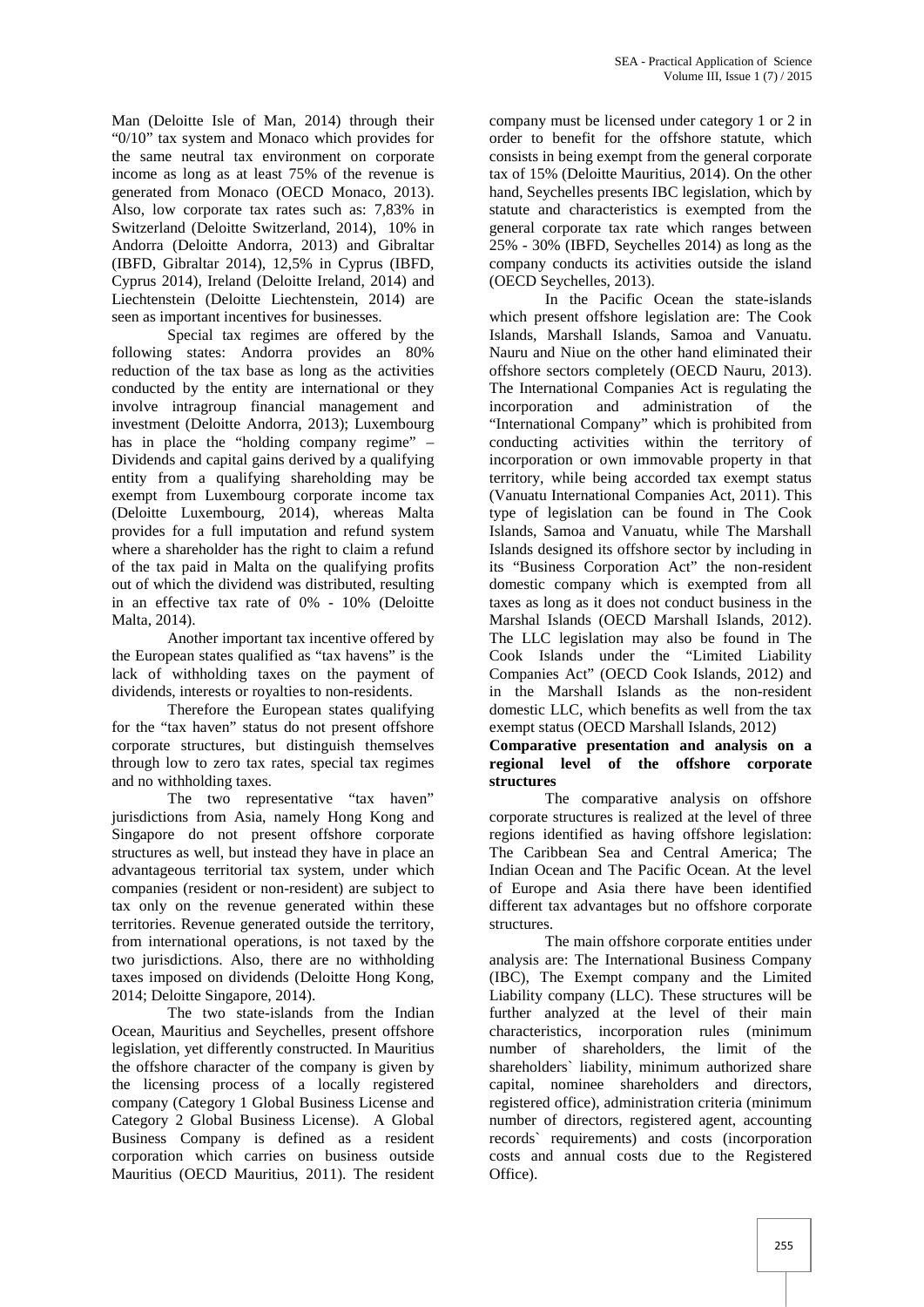Man (Deloitte Isle of Man, 2014) through their "0/10" tax system and Monaco which provides for the same neutral tax environment on corporate income as long as at least 75% of the revenue is generated from Monaco (OECD Monaco, 2013). Also, low corporate tax rates such as: 7,83% in Switzerland (Deloitte Switzerland, 2014), 10% in Andorra (Deloitte Andorra, 2013) and Gibraltar (IBFD, Gibraltar 2014), 12,5% in Cyprus (IBFD, Cyprus 2014), Ireland (Deloitte Ireland, 2014) and Liechtenstein (Deloitte Liechtenstein, 2014) are seen as important incentives for businesses.

Special tax regimes are offered by the following states: Andorra provides an 80% reduction of the tax base as long as the activities conducted by the entity are international or they involve intragroup financial management and investment (Deloitte Andorra, 2013); Luxembourg has in place the "holding company regime" – Dividends and capital gains derived by a qualifying entity from a qualifying shareholding may be exempt from Luxembourg corporate income tax (Deloitte Luxembourg, 2014), whereas Malta provides for a full imputation and refund system where a shareholder has the right to claim a refund of the tax paid in Malta on the qualifying profits out of which the dividend was distributed, resulting in an effective tax rate of 0% - 10% (Deloitte Malta, 2014).

Another important tax incentive offered by the European states qualified as "tax havens" is the lack of withholding taxes on the payment of dividends, interests or royalties to non-residents.

Therefore the European states qualifying for the "tax haven" status do not present offshore corporate structures, but distinguish themselves through low to zero tax rates, special tax regimes and no withholding taxes.

The two representative "tax haven" jurisdictions from Asia, namely Hong Kong and Singapore do not present offshore corporate structures as well, but instead they have in place an advantageous territorial tax system, under which companies (resident or non-resident) are subject to tax only on the revenue generated within these territories. Revenue generated outside the territory, from international operations, is not taxed by the two jurisdictions. Also, there are no withholding taxes imposed on dividends (Deloitte Hong Kong, 2014; Deloitte Singapore, 2014).

The two state-islands from the Indian Ocean, Mauritius and Seychelles, present offshore legislation, yet differently constructed. In Mauritius the offshore character of the company is given by the licensing process of a locally registered company (Category 1 Global Business License and Category 2 Global Business License). A Global Business Company is defined as a resident corporation which carries on business outside Mauritius (OECD Mauritius, 2011). The resident company must be licensed under category 1 or 2 in order to benefit for the offshore statute, which consists in being exempt from the general corporate tax of 15% (Deloitte Mauritius, 2014). On the other hand, Seychelles presents IBC legislation, which by statute and characteristics is exempted from the general corporate tax rate which ranges between 25% - 30% (IBFD, Seychelles 2014) as long as the company conducts its activities outside the island (OECD Seychelles, 2013).

In the Pacific Ocean the state-islands which present offshore legislation are: The Cook Islands, Marshall Islands, Samoa and Vanuatu. Nauru and Niue on the other hand eliminated their offshore sectors completely (OECD Nauru, 2013). The International Companies Act is regulating the incorporation and administration of the "International Company" which is prohibited from conducting activities within the territory of incorporation or own immovable property in that territory, while being accorded tax exempt status (Vanuatu International Companies Act, 2011). This type of legislation can be found in The Cook Islands, Samoa and Vanuatu, while The Marshall Islands designed its offshore sector by including in its "Business Corporation Act" the non-resident domestic company which is exempted from all taxes as long as it does not conduct business in the Marshal Islands (OECD Marshall Islands, 2012). The LLC legislation may also be found in The Cook Islands under the "Limited Liability Companies Act" (OECD Cook Islands, 2012) and in the Marshall Islands as the non-resident domestic LLC, which benefits as well from the tax exempt status (OECD Marshall Islands, 2012)

**Comparative presentation and analysis on a regional level of the offshore corporate structures**

The comparative analysis on offshore corporate structures is realized at the level of three regions identified as having offshore legislation: The Caribbean Sea and Central America; The Indian Ocean and The Pacific Ocean. At the level of Europe and Asia there have been identified different tax advantages but no offshore corporate structures.

The main offshore corporate entities under analysis are: The International Business Company (IBC), The Exempt company and the Limited Liability company (LLC). These structures will be further analyzed at the level of their main characteristics, incorporation rules (minimum number of shareholders, the limit of the shareholders` liability, minimum authorized share capital, nominee shareholders and directors, registered office), administration criteria (minimum number of directors, registered agent, accounting records` requirements) and costs (incorporation costs and annual costs due to the Registered Office).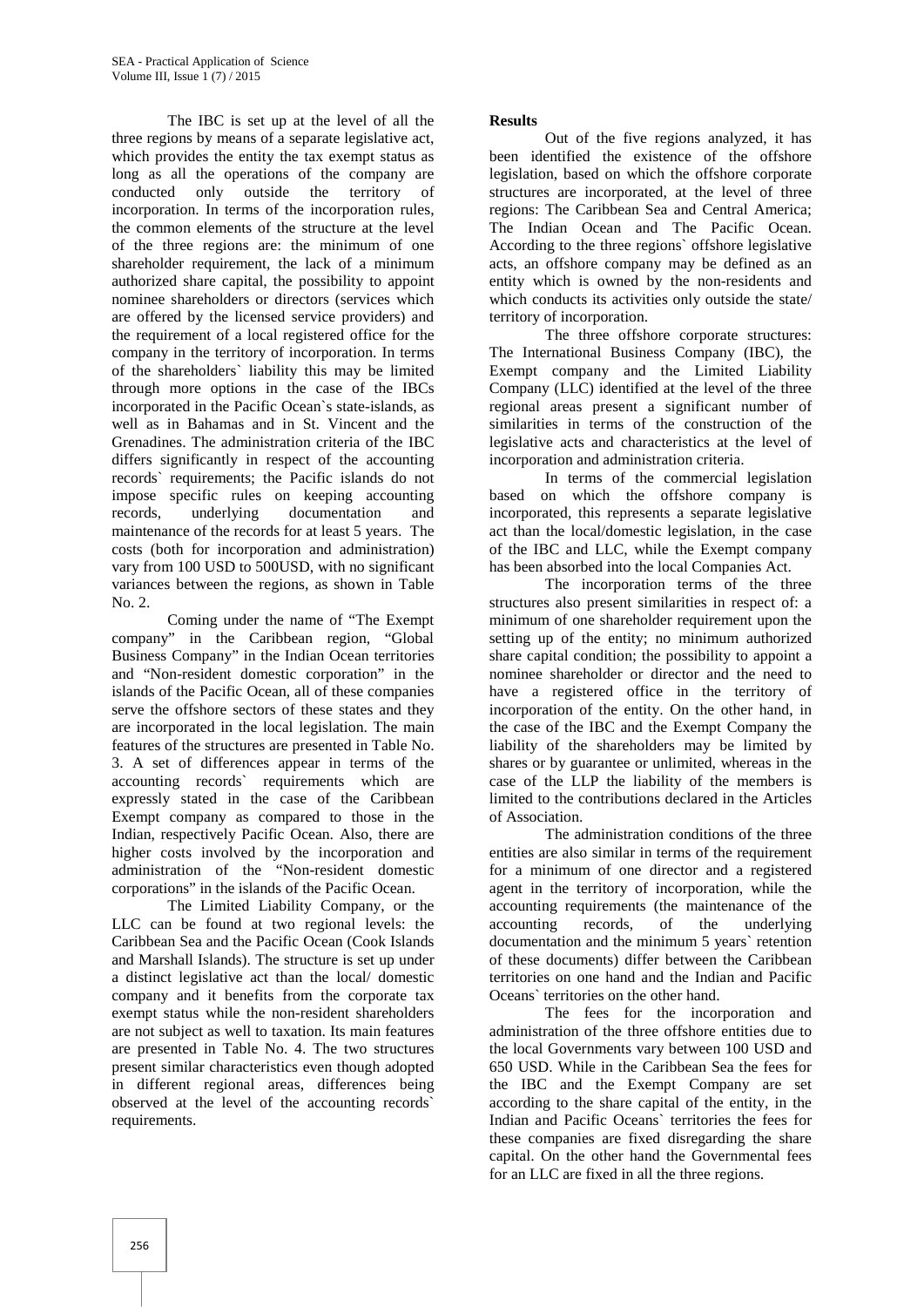The IBC is set up at the level of all the three regions by means of a separate legislative act, which provides the entity the tax exempt status as long as all the operations of the company are conducted only outside the territory of incorporation. In terms of the incorporation rules, the common elements of the structure at the level of the three regions are: the minimum of one shareholder requirement, the lack of a minimum authorized share capital, the possibility to appoint nominee shareholders or directors (services which are offered by the licensed service providers) and the requirement of a local registered office for the company in the territory of incorporation. In terms of the shareholders` liability this may be limited through more options in the case of the IBCs incorporated in the Pacific Ocean`s state-islands, as well as in Bahamas and in St. Vincent and the Grenadines. The administration criteria of the IBC differs significantly in respect of the accounting records` requirements; the Pacific islands do not impose specific rules on keeping accounting records, underlying documentation and maintenance of the records for at least 5 years. The costs (both for incorporation and administration) vary from 100 USD to 500USD, with no significant variances between the regions, as shown in Table No. 2.

Coming under the name of "The Exempt company" in the Caribbean region, "Global Business Company" in the Indian Ocean territories and "Non-resident domestic corporation" in the islands of the Pacific Ocean, all of these companies serve the offshore sectors of these states and they are incorporated in the local legislation. The main features of the structures are presented in Table No. 3. A set of differences appear in terms of the accounting records` requirements which are expressly stated in the case of the Caribbean Exempt company as compared to those in the Indian, respectively Pacific Ocean. Also, there are higher costs involved by the incorporation and administration of the "Non-resident domestic corporations" in the islands of the Pacific Ocean.

The Limited Liability Company, or the LLC can be found at two regional levels: the Caribbean Sea and the Pacific Ocean (Cook Islands and Marshall Islands). The structure is set up under a distinct legislative act than the local/ domestic company and it benefits from the corporate tax exempt status while the non-resident shareholders are not subject as well to taxation. Its main features are presented in Table No. 4. The two structures present similar characteristics even though adopted in different regional areas, differences being observed at the level of the accounting records` requirements.

**Results**

Out of the five regions analyzed, it has been identified the existence of the offshore legislation, based on which the offshore corporate structures are incorporated, at the level of three regions: The Caribbean Sea and Central America; The Indian Ocean and The Pacific Ocean. According to the three regions` offshore legislative acts, an offshore company may be defined as an entity which is owned by the non-residents and which conducts its activities only outside the state/ territory of incorporation.

The three offshore corporate structures: The International Business Company (IBC), the Exempt company and the Limited Liability Company (LLC) identified at the level of the three regional areas present a significant number of similarities in terms of the construction of the legislative acts and characteristics at the level of incorporation and administration criteria.

In terms of the commercial legislation based on which the offshore company is incorporated, this represents a separate legislative act than the local/domestic legislation, in the case of the IBC and LLC, while the Exempt company has been absorbed into the local Companies Act.

The incorporation terms of the three structures also present similarities in respect of: a minimum of one shareholder requirement upon the setting up of the entity; no minimum authorized share capital condition; the possibility to appoint a nominee shareholder or director and the need to have a registered office in the territory of incorporation of the entity. On the other hand, in the case of the IBC and the Exempt Company the liability of the shareholders may be limited by shares or by guarantee or unlimited, whereas in the case of the LLP the liability of the members is limited to the contributions declared in the Articles of Association.

The administration conditions of the three entities are also similar in terms of the requirement for a minimum of one director and a registered agent in the territory of incorporation, while the accounting requirements (the maintenance of the accounting records, of the underlying documentation and the minimum 5 years` retention of these documents) differ between the Caribbean territories on one hand and the Indian and Pacific Oceans` territories on the other hand.

The fees for the incorporation and administration of the three offshore entities due to the local Governments vary between 100 USD and 650 USD. While in the Caribbean Sea the fees for the IBC and the Exempt Company are set according to the share capital of the entity, in the Indian and Pacific Oceans` territories the fees for these companies are fixed disregarding the share capital. On the other hand the Governmental fees for an LLC are fixed in all the three regions.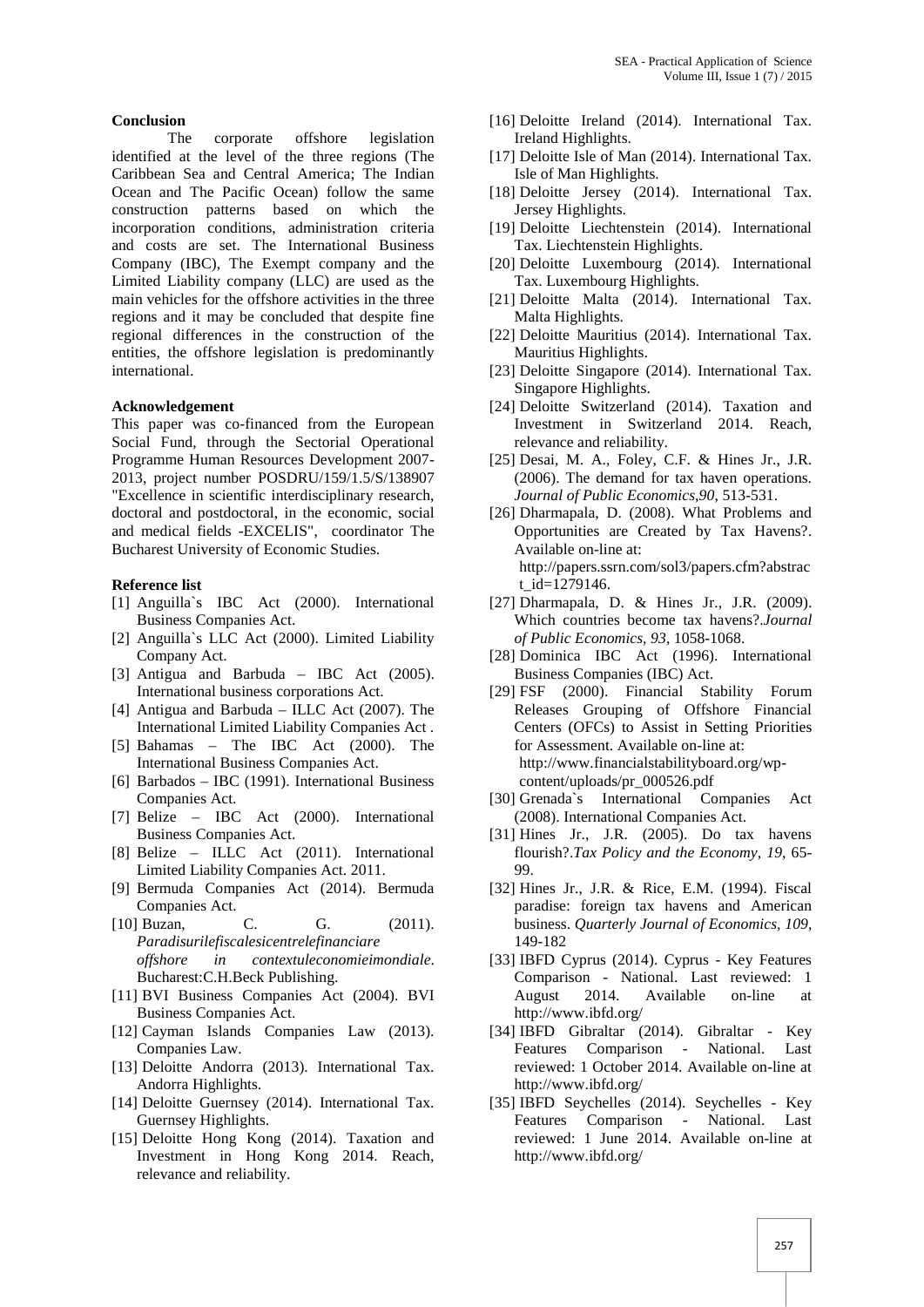## Conclusion

The corporate offshore legislation identified at the level of the three regions (The Caribbean Sea and Central America; The Indian Ocean and The Pacific Ocean) follow the same construction patterns based on which the incorporation conditions, administration criteria and costs are set. The International Business Company (IBC), The Exempt company and the Limited Liability company (LLC) are used as the main vehicles for the offshore activities in the three regions and it may be concluded that despite fine regional differences in the construction of the entities, the offshore legislation is predominantly international.

## Acknowledgement

This paper was co-financed from the European Social Fund, through the Sectorial Operational Programme Human Resources Development 2007-2013, project number POSDRU/159/1.5/S/138907 "Excellence in scientific interdisciplinary research, doctoral and postdoctoral, in the economic, social and medical fields -EXCELIS", coordinator The Bucharest University of Economic Studies.

## Reference list

[1] Anguilla`s IBC Act (2000). International Business Companies Act.

[2] Anguilla`s LLC Act (2000). Limited Liability Company Act.

[3] Antigua and Barbuda – IBC Act (2005). International business corporations Act.

[4] Antigua and Barbuda – ILLC Act (2007). The International Limited Liability Companies Act .

[5] Bahamas – The IBC Act (2000). The International Business Companies Act.

[6] Barbados – IBC (1991). International Business Companies Act.

[7] Belize – IBC Act (2000). International Business Companies Act.

[8] Belize – ILLC Act (2011). International Limited Liability Companies Act. 2011.

[9] Bermuda Companies Act (2014). Bermuda Companies Act.

[10] Buzan, C. G. (2011). *Paradisurilefiscalesicentrelefinanciare offshore in contextuleconomieimondiale*. Bucharest:C.H.Beck Publishing.

[11] BVI Business Companies Act (2004). BVI Business Companies Act.

[12] Cayman Islands Companies Law (2013). Companies Law.

[13] Deloitte Andorra (2013). International Tax. Andorra Highlights.

[14] Deloitte Guernsey (2014). International Tax. Guernsey Highlights.

[15] Deloitte Hong Kong (2014). Taxation and Investment in Hong Kong 2014. Reach, relevance and reliability.

[16] Deloitte Ireland (2014). International Tax. Ireland Highlights.

[17] Deloitte Isle of Man (2014). International Tax. Isle of Man Highlights.

[18] Deloitte Jersey (2014). International Tax. Jersey Highlights.

[19] Deloitte Liechtenstein (2014). International Tax. Liechtenstein Highlights.

[20] Deloitte Luxembourg (2014). International Tax. Luxembourg Highlights.

[21] Deloitte Malta (2014). International Tax. Malta Highlights.

[22] Deloitte Mauritius (2014). International Tax. Mauritius Highlights.

[23] Deloitte Singapore (2014). International Tax. Singapore Highlights.

[24] Deloitte Switzerland (2014). Taxation and Investment in Switzerland 2014. Reach, relevance and reliability.

[25] Desai, M. A., Foley, C.F. & Hines Jr., J.R. (2006). The demand for tax haven operations. *Journal of Public Economics,90*, 513-531.

[26] Dharmapala, D. (2008). What Problems and Opportunities are Created by Tax Havens?. Available on-line at: http://papers.ssrn.com/sol3/papers.cfm?abstract_id=1279146.

[27] Dharmapala, D. & Hines Jr., J.R. (2009). Which countries become tax havens?.*Journal of Public Economics, 93*, 1058-1068.

[28] Dominica IBC Act (1996). International Business Companies (IBC) Act.

[29] FSF (2000). Financial Stability Forum Releases Grouping of Offshore Financial Centers (OFCs) to Assist in Setting Priorities for Assessment. Available on-line at: http://www.financialstabilityboard.org/wp-content/uploads/pr_000526.pdf

[30] Grenada`s International Companies Act (2008). International Companies Act.

[31] Hines Jr., J.R. (2005). Do tax havens flourish?.*Tax Policy and the Economy, 19*, 65-99.

[32] Hines Jr., J.R. & Rice, E.M. (1994). Fiscal paradise: foreign tax havens and American business. *Quarterly Journal of Economics, 109*, 149-182

[33] IBFD Cyprus (2014). Cyprus - Key Features Comparison - National. Last reviewed: 1 August 2014. Available on-line at http://www.ibfd.org/

[34] IBFD Gibraltar (2014). Gibraltar - Key Features Comparison - National. Last reviewed: 1 October 2014. Available on-line at http://www.ibfd.org/

[35] IBFD Seychelles (2014). Seychelles - Key Features Comparison - National. Last reviewed: 1 June 2014. Available on-line at http://www.ibfd.org/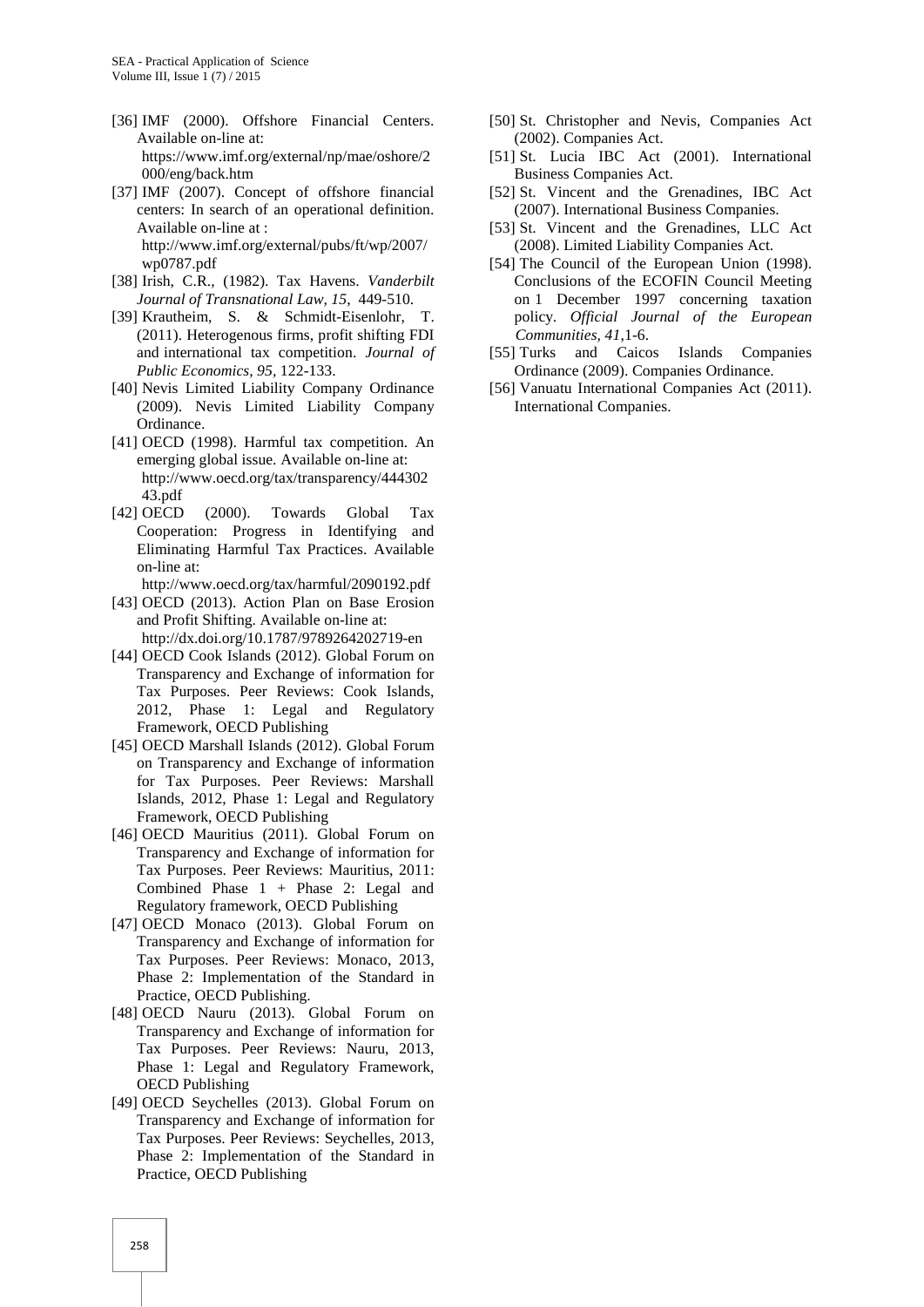[36] IMF (2000). Offshore Financial Centers. Available on-line at: https://www.imf.org/external/np/mae/oshore/2000/eng/back.htm

[37] IMF (2007). Concept of offshore financial centers: In search of an operational definition. Available on-line at : http://www.imf.org/external/pubs/ft/wp/2007/wp0787.pdf

[38] Irish, C.R., (1982). Tax Havens. *Vanderbilt Journal of Transnational Law, 15*, 449-510.

[39] Krautheim, S. & Schmidt-Eisenlohr, T. (2011). Heterogenous firms, profit shifting FDI and international tax competition. *Journal of Public Economics, 95*, 122-133.

[40] Nevis Limited Liability Company Ordinance (2009). Nevis Limited Liability Company Ordinance.

[41] OECD (1998). Harmful tax competition. An emerging global issue. Available on-line at: http://www.oecd.org/tax/transparency/44430243.pdf

[42] OECD (2000). Towards Global Tax Cooperation: Progress in Identifying and Eliminating Harmful Tax Practices. Available on-line at: http://www.oecd.org/tax/harmful/2090192.pdf

[43] OECD (2013). Action Plan on Base Erosion and Profit Shifting. Available on-line at: http://dx.doi.org/10.1787/9789264202719-en

[44] OECD Cook Islands (2012). Global Forum on Transparency and Exchange of information for Tax Purposes. Peer Reviews: Cook Islands, 2012, Phase 1: Legal and Regulatory Framework, OECD Publishing

[45] OECD Marshall Islands (2012). Global Forum on Transparency and Exchange of information for Tax Purposes. Peer Reviews: Marshall Islands, 2012, Phase 1: Legal and Regulatory Framework, OECD Publishing

[46] OECD Mauritius (2011). Global Forum on Transparency and Exchange of information for Tax Purposes. Peer Reviews: Mauritius, 2011: Combined Phase 1 + Phase 2: Legal and Regulatory framework, OECD Publishing

[47] OECD Monaco (2013). Global Forum on Transparency and Exchange of information for Tax Purposes. Peer Reviews: Monaco, 2013, Phase 2: Implementation of the Standard in Practice, OECD Publishing.

[48] OECD Nauru (2013). Global Forum on Transparency and Exchange of information for Tax Purposes. Peer Reviews: Nauru, 2013, Phase 1: Legal and Regulatory Framework, OECD Publishing

[49] OECD Seychelles (2013). Global Forum on Transparency and Exchange of information for Tax Purposes. Peer Reviews: Seychelles, 2013, Phase 2: Implementation of the Standard in Practice, OECD Publishing

[50] St. Christopher and Nevis, Companies Act (2002). Companies Act.

[51] St. Lucia IBC Act (2001). International Business Companies Act.

[52] St. Vincent and the Grenadines, IBC Act (2007). International Business Companies.

[53] St. Vincent and the Grenadines, LLC Act (2008). Limited Liability Companies Act.

[54] The Council of the European Union (1998). Conclusions of the ECOFIN Council Meeting on 1 December 1997 concerning taxation policy. *Official Journal of the European Communities, 41*,1-6.

[55] Turks and Caicos Islands Companies Ordinance (2009). Companies Ordinance.

[56] Vanuatu International Companies Act (2011). International Companies.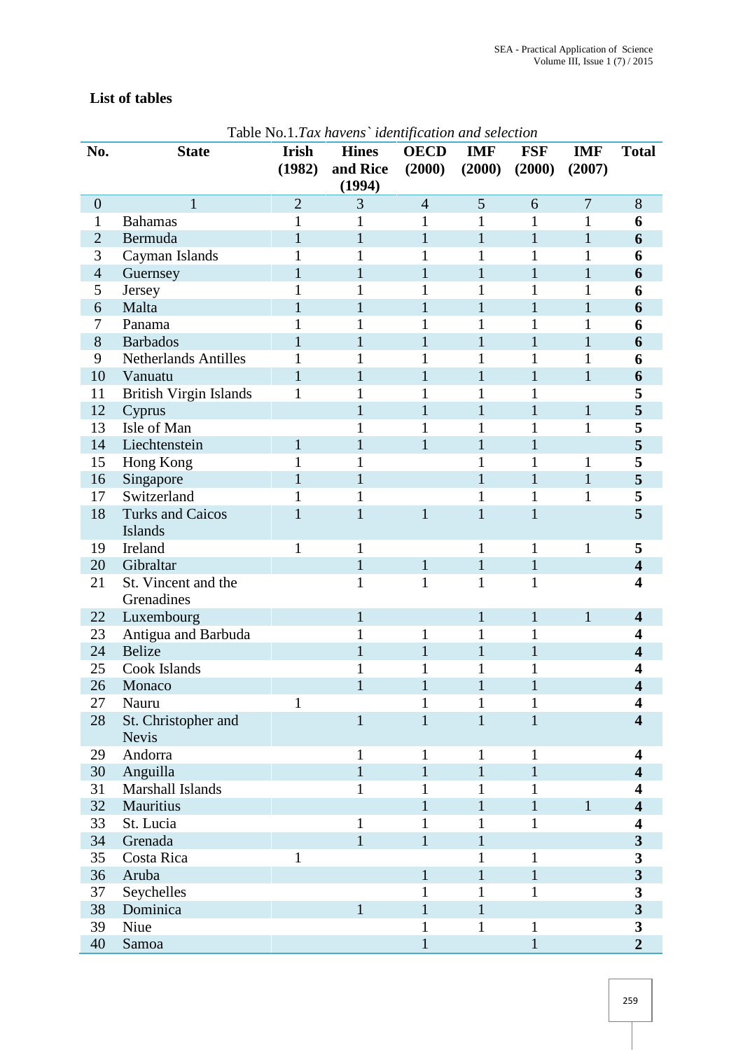**List of tables**

Table No.1.*Tax havens` identification and selection*

| No. | State | Irish (1982) | Hines and Rice (1994) | OECD (2000) | IMF (2000) | FSF (2000) | IMF (2007) | Total |
|---|---|---|---|---|---|---|---|---|
| 0 | 1 | 2 | 3 | 4 | 5 | 6 | 7 | 8 |
| 1 | Bahamas | 1 | 1 | 1 | 1 | 1 | 1 | **6** |
| 2 | Bermuda | 1 | 1 | 1 | 1 | 1 | 1 | **6** |
| 3 | Cayman Islands | 1 | 1 | 1 | 1 | 1 | 1 | **6** |
| 4 | Guernsey | 1 | 1 | 1 | 1 | 1 | 1 | **6** |
| 5 | Jersey | 1 | 1 | 1 | 1 | 1 | 1 | **6** |
| 6 | Malta | 1 | 1 | 1 | 1 | 1 | 1 | **6** |
| 7 | Panama | 1 | 1 | 1 | 1 | 1 | 1 | **6** |
| 8 | Barbados | 1 | 1 | 1 | 1 | 1 | 1 | **6** |
| 9 | Netherlands Antilles | 1 | 1 | 1 | 1 | 1 | 1 | **6** |
| 10 | Vanuatu | 1 | 1 | 1 | 1 | 1 | 1 | **6** |
| 11 | British Virgin Islands | 1 | 1 | 1 | 1 | 1 | | **5** |
| 12 | Cyprus | | 1 | 1 | 1 | 1 | 1 | **5** |
| 13 | Isle of Man | | 1 | 1 | 1 | 1 | 1 | **5** |
| 14 | Liechtenstein | 1 | 1 | 1 | 1 | 1 | | **5** |
| 15 | Hong Kong | 1 | 1 | | 1 | 1 | 1 | **5** |
| 16 | Singapore | 1 | 1 | | 1 | 1 | 1 | **5** |
| 17 | Switzerland | 1 | 1 | | 1 | 1 | 1 | **5** |
| 18 | Turks and Caicos Islands | 1 | 1 | 1 | 1 | 1 | | **5** |
| 19 | Ireland | 1 | 1 | | 1 | 1 | 1 | **5** |
| 20 | Gibraltar | | 1 | 1 | 1 | 1 | | **4** |
| 21 | St. Vincent and the Grenadines | | 1 | 1 | 1 | 1 | | **4** |
| 22 | Luxembourg | | 1 | | 1 | 1 | 1 | **4** |
| 23 | Antigua and Barbuda | | 1 | 1 | 1 | 1 | | **4** |
| 24 | Belize | | 1 | 1 | 1 | 1 | | **4** |
| 25 | Cook Islands | | 1 | 1 | 1 | 1 | | **4** |
| 26 | Monaco | | 1 | 1 | 1 | 1 | | **4** |
| 27 | Nauru | 1 | | 1 | 1 | 1 | | **4** |
| 28 | St. Christopher and Nevis | | 1 | 1 | 1 | 1 | | **4** |
| 29 | Andorra | | 1 | 1 | 1 | 1 | | **4** |
| 30 | Anguilla | | 1 | 1 | 1 | 1 | | **4** |
| 31 | Marshall Islands | | 1 | 1 | 1 | 1 | | **4** |
| 32 | Mauritius | | | 1 | 1 | 1 | 1 | **4** |
| 33 | St. Lucia | | 1 | 1 | 1 | 1 | | **4** |
| 34 | Grenada | | 1 | 1 | 1 | | | **3** |
| 35 | Costa Rica | 1 | | | 1 | 1 | | **3** |
| 36 | Aruba | | | 1 | 1 | 1 | | **3** |
| 37 | Seychelles | | | 1 | 1 | 1 | | **3** |
| 38 | Dominica | | 1 | 1 | 1 | | | **3** |
| 39 | Niue | | | 1 | 1 | 1 | | **3** |
| 40 | Samoa | | | 1 | | 1 | | **2** |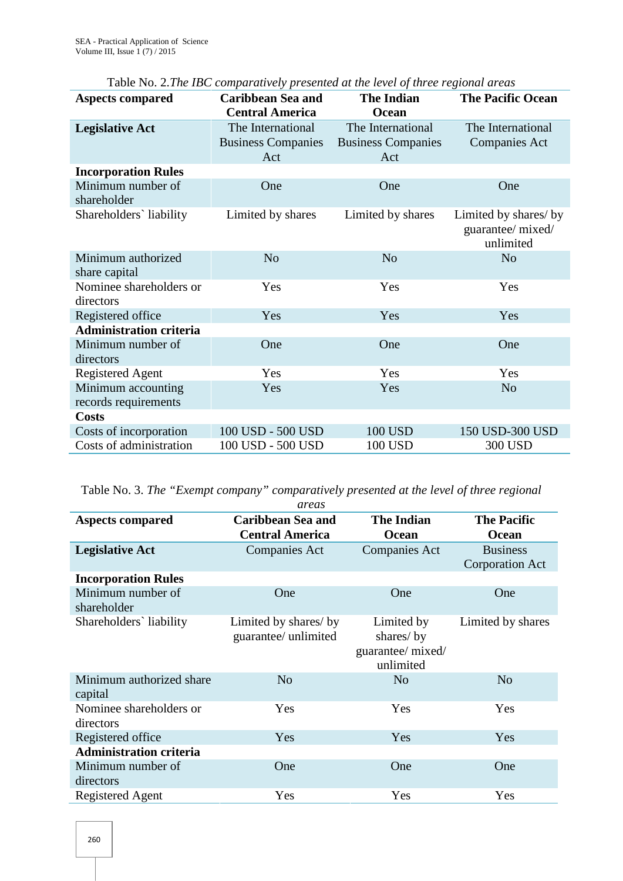Table No. 2. *The IBC comparatively presented at the level of three regional areas*

| Aspects compared | Caribbean Sea and Central America | The Indian Ocean | The Pacific Ocean |
|---|---|---|---|
| **Legislative Act** | The International Business Companies Act | The International Business Companies Act | The International Companies Act |
| **Incorporation Rules** | | | |
| Minimum number of shareholder | One | One | One |
| Shareholders` liability | Limited by shares | Limited by shares | Limited by shares/ by guarantee/ mixed/ unlimited |
| Minimum authorized share capital | No | No | No |
| Nominee shareholders or directors | Yes | Yes | Yes |
| Registered office | Yes | Yes | Yes |
| **Administration criteria** | | | |
| Minimum number of directors | One | One | One |
| Registered Agent | Yes | Yes | Yes |
| Minimum accounting records requirements | Yes | Yes | No |
| **Costs** | | | |
| Costs of incorporation | 100 USD - 500 USD | 100 USD | 150 USD-300 USD |
| Costs of administration | 100 USD - 500 USD | 100 USD | 300 USD |

Table No. 3. *The "Exempt company" comparatively presented at the level of three regional areas*

| Aspects compared | Caribbean Sea and Central America | The Indian Ocean | The Pacific Ocean |
|---|---|---|---|
| **Legislative Act** | Companies Act | Companies Act | Business Corporation Act |
| **Incorporation Rules** | | | |
| Minimum number of shareholder | One | One | One |
| Shareholders` liability | Limited by shares/ by guarantee/ unlimited | Limited by shares/ by guarantee/ mixed/ unlimited | Limited by shares |
| Minimum authorized share capital | No | No | No |
| Nominee shareholders or directors | Yes | Yes | Yes |
| Registered office | Yes | Yes | Yes |
| **Administration criteria** | | | |
| Minimum number of directors | One | One | One |
| Registered Agent | Yes | Yes | Yes |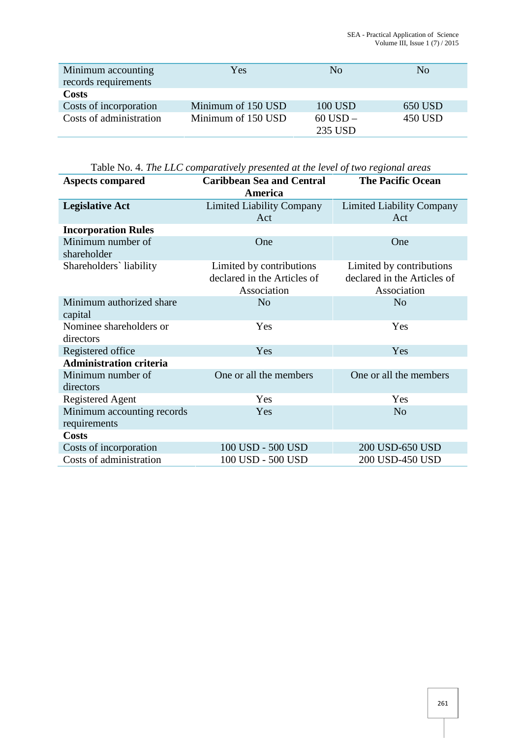| | | | |
|---|---|---|---|
| Minimum accounting records requirements | Yes | No | No |
| **Costs** | | | |
| Costs of incorporation | Minimum of 150 USD | 100 USD | 650 USD |
| Costs of administration | Minimum of 150 USD | 60 USD – 235 USD | 450 USD |

Table No. 4. *The LLC comparatively presented at the level of two regional areas*

| Aspects compared | Caribbean Sea and Central America | The Pacific Ocean |
|---|---|---|
| **Legislative Act** | Limited Liability Company Act | Limited Liability Company Act |
| **Incorporation Rules** | | |
| Minimum number of shareholder | One | One |
| Shareholders` liability | Limited by contributions declared in the Articles of Association | Limited by contributions declared in the Articles of Association |
| Minimum authorized share capital | No | No |
| Nominee shareholders or directors | Yes | Yes |
| Registered office | Yes | Yes |
| **Administration criteria** | | |
| Minimum number of directors | One or all the members | One or all the members |
| Registered Agent | Yes | Yes |
| Minimum accounting records requirements | Yes | No |
| **Costs** | | |
| Costs of incorporation | 100 USD - 500 USD | 200 USD-650 USD |
| Costs of administration | 100 USD - 500 USD | 200 USD-450 USD |